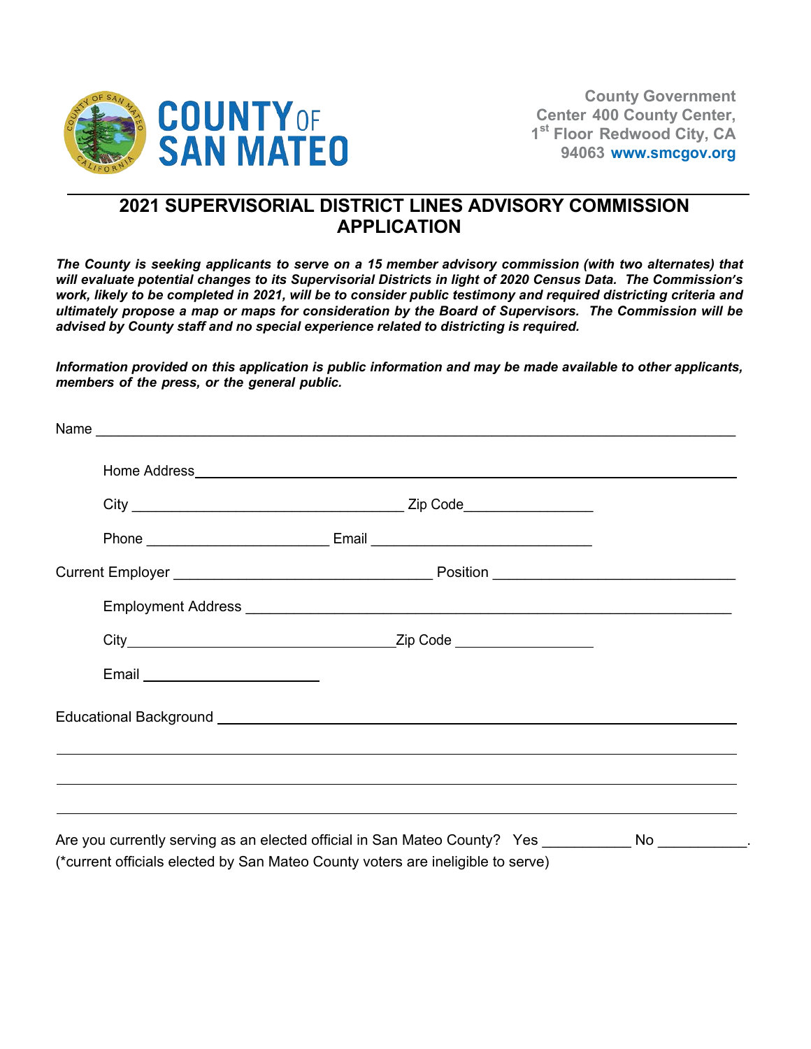COUNTY OF SAN MATEO

County Government Center 400 County Center, 1st Floor Redwood City, CA 94063 www.smcgov.org

## 2021 SUPERVISORIAL DISTRICT LINES ADVISORY COMMISSION APPLICATION

***The County is seeking applicants to serve on a 15 member advisory commission (with two alternates) that will evaluate potential changes to its Supervisorial Districts in light of 2020 Census Data. The Commission's work, likely to be completed in 2021, will be to consider public testimony and required districting criteria and ultimately propose a map or maps for consideration by the Board of Supervisors. The Commission will be advised by County staff and no special experience related to districting is required.***

***Information provided on this application is public information and may be made available to other applicants, members of the press, or the general public.***

Name ______________________________________________________________________

Home Address ______________________________________________________________

City ________________________________ Zip Code ________________

Phone ______________________ Email ___________________________

Current Employer ______________________________ Position ___________________________

Employment Address ________________________________________________________

City ________________________________ Zip Code ________________

Email ______________________

Educational Background ______________________________________________________

___________________________________________________________________________

___________________________________________________________________________

___________________________________________________________________________

Are you currently serving as an elected official in San Mateo County? Yes __________ No __________.
(*current officials elected by San Mateo County voters are ineligible to serve)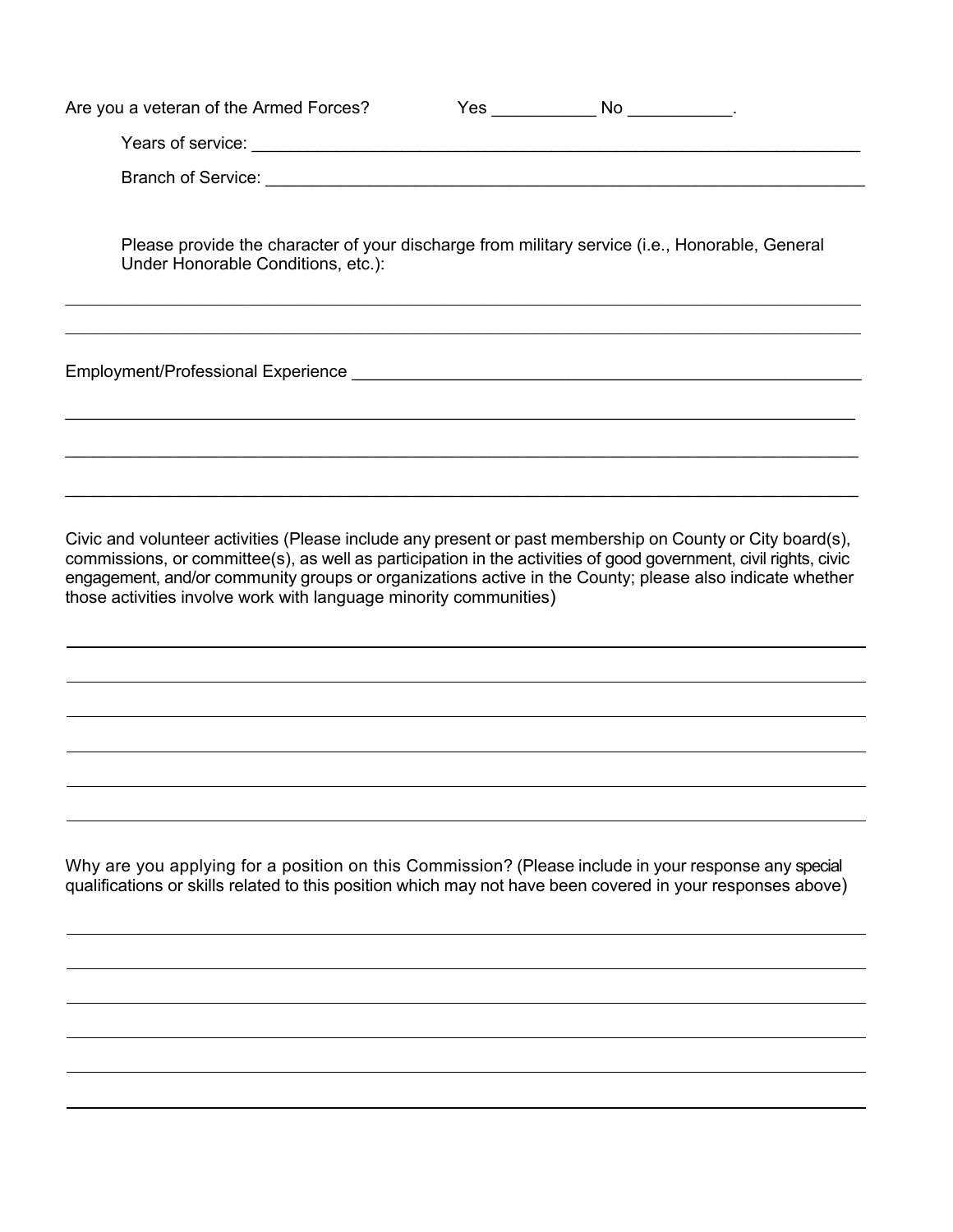Are you a veteran of the Armed Forces? Yes ___________ No ___________.

Years of service: ___________________________________________________________________

Branch of Service: __________________________________________________________________

Please provide the character of your discharge from military service (i.e., Honorable, General Under Honorable Conditions, etc.):

_____________________________________________________________________________________

_____________________________________________________________________________________

Employment/Professional Experience ___________________________________________________

_____________________________________________________________________________________

_____________________________________________________________________________________

_____________________________________________________________________________________

Civic and volunteer activities (Please include any present or past membership on County or City board(s), commissions, or committee(s), as well as participation in the activities of good government, civil rights, civic engagement, and/or community groups or organizations active in the County; please also indicate whether those activities involve work with language minority communities)

_____________________________________________________________________________________

_____________________________________________________________________________________

_____________________________________________________________________________________

_____________________________________________________________________________________

_____________________________________________________________________________________

_____________________________________________________________________________________

Why are you applying for a position on this Commission? (Please include in your response any special qualifications or skills related to this position which may not have been covered in your responses above)

_____________________________________________________________________________________

_____________________________________________________________________________________

_____________________________________________________________________________________

_____________________________________________________________________________________

_____________________________________________________________________________________

_____________________________________________________________________________________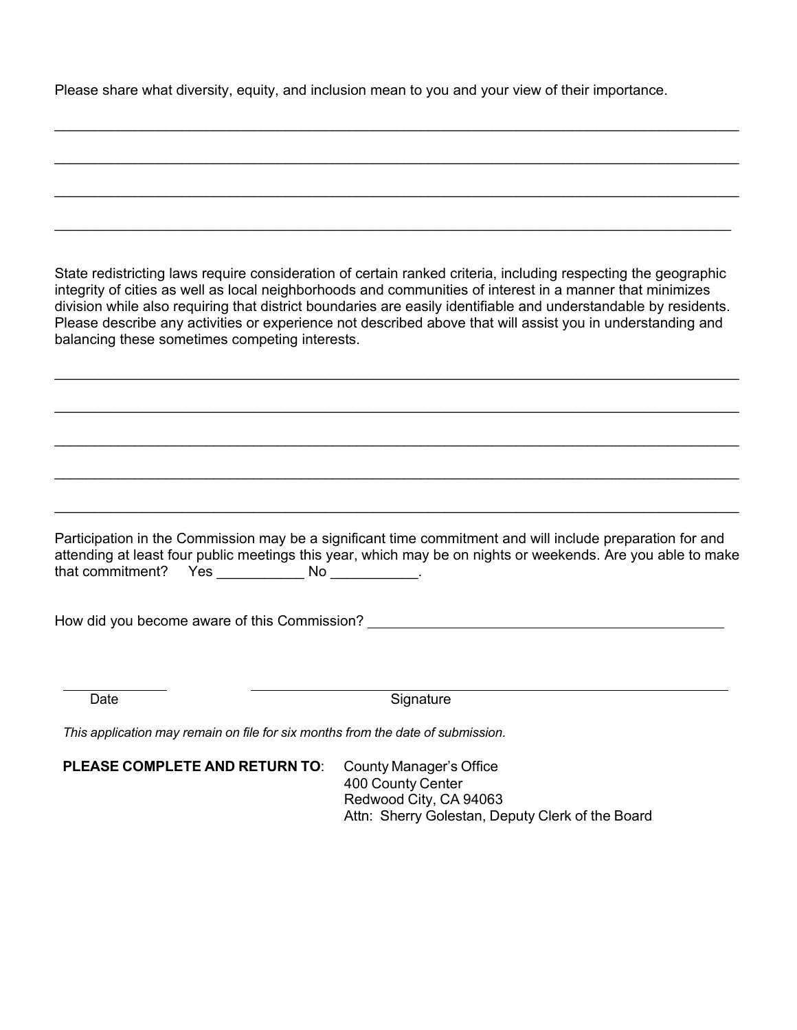Please share what diversity, equity, and inclusion mean to you and your view of their importance.

\_\_\_\_\_\_\_\_\_\_\_\_\_\_\_\_\_\_\_\_\_\_\_\_\_\_\_\_\_\_\_\_\_\_\_\_\_\_\_\_\_\_\_\_\_\_\_\_\_\_\_\_\_\_\_\_\_\_\_\_\_\_\_\_\_\_\_\_\_\_\_\_\_\_\_\_\_\_

\_\_\_\_\_\_\_\_\_\_\_\_\_\_\_\_\_\_\_\_\_\_\_\_\_\_\_\_\_\_\_\_\_\_\_\_\_\_\_\_\_\_\_\_\_\_\_\_\_\_\_\_\_\_\_\_\_\_\_\_\_\_\_\_\_\_\_\_\_\_\_\_\_\_\_\_\_\_

\_\_\_\_\_\_\_\_\_\_\_\_\_\_\_\_\_\_\_\_\_\_\_\_\_\_\_\_\_\_\_\_\_\_\_\_\_\_\_\_\_\_\_\_\_\_\_\_\_\_\_\_\_\_\_\_\_\_\_\_\_\_\_\_\_\_\_\_\_\_\_\_\_\_\_\_\_\_

\_\_\_\_\_\_\_\_\_\_\_\_\_\_\_\_\_\_\_\_\_\_\_\_\_\_\_\_\_\_\_\_\_\_\_\_\_\_\_\_\_\_\_\_\_\_\_\_\_\_\_\_\_\_\_\_\_\_\_\_\_\_\_\_\_\_\_\_\_\_\_\_\_\_\_\_\_\_

State redistricting laws require consideration of certain ranked criteria, including respecting the geographic integrity of cities as well as local neighborhoods and communities of interest in a manner that minimizes division while also requiring that district boundaries are easily identifiable and understandable by residents. Please describe any activities or experience not described above that will assist you in understanding and balancing these sometimes competing interests.

\_\_\_\_\_\_\_\_\_\_\_\_\_\_\_\_\_\_\_\_\_\_\_\_\_\_\_\_\_\_\_\_\_\_\_\_\_\_\_\_\_\_\_\_\_\_\_\_\_\_\_\_\_\_\_\_\_\_\_\_\_\_\_\_\_\_\_\_\_\_\_\_\_\_\_\_\_\_

\_\_\_\_\_\_\_\_\_\_\_\_\_\_\_\_\_\_\_\_\_\_\_\_\_\_\_\_\_\_\_\_\_\_\_\_\_\_\_\_\_\_\_\_\_\_\_\_\_\_\_\_\_\_\_\_\_\_\_\_\_\_\_\_\_\_\_\_\_\_\_\_\_\_\_\_\_\_

\_\_\_\_\_\_\_\_\_\_\_\_\_\_\_\_\_\_\_\_\_\_\_\_\_\_\_\_\_\_\_\_\_\_\_\_\_\_\_\_\_\_\_\_\_\_\_\_\_\_\_\_\_\_\_\_\_\_\_\_\_\_\_\_\_\_\_\_\_\_\_\_\_\_\_\_\_\_

\_\_\_\_\_\_\_\_\_\_\_\_\_\_\_\_\_\_\_\_\_\_\_\_\_\_\_\_\_\_\_\_\_\_\_\_\_\_\_\_\_\_\_\_\_\_\_\_\_\_\_\_\_\_\_\_\_\_\_\_\_\_\_\_\_\_\_\_\_\_\_\_\_\_\_\_\_\_

\_\_\_\_\_\_\_\_\_\_\_\_\_\_\_\_\_\_\_\_\_\_\_\_\_\_\_\_\_\_\_\_\_\_\_\_\_\_\_\_\_\_\_\_\_\_\_\_\_\_\_\_\_\_\_\_\_\_\_\_\_\_\_\_\_\_\_\_\_\_\_\_\_\_\_\_\_\_

Participation in the Commission may be a significant time commitment and will include preparation for and attending at least four public meetings this year, which may be on nights or weekends. Are you able to make that commitment? Yes \_\_\_\_\_\_\_\_\_\_\_ No \_\_\_\_\_\_\_\_\_\_\_.

How did you become aware of this Commission? \_\_\_\_\_\_\_\_\_\_\_\_\_\_\_\_\_\_\_\_\_\_\_\_\_\_\_\_\_\_\_\_\_\_\_\_\_\_\_\_\_\_\_\_

\_\_\_\_\_\_\_\_\_\_\_\_\_ \_\_\_\_\_\_\_\_\_\_\_\_\_\_\_\_\_\_\_\_\_\_\_\_\_\_\_\_\_\_\_\_\_\_\_\_\_\_\_\_\_\_\_\_\_\_\_\_\_\_\_\_\_\_\_\_\_\_\_\_

Date Signature

*This application may remain on file for six months from the date of submission.*

**PLEASE COMPLETE AND RETURN TO**: County Manager's Office
400 County Center
Redwood City, CA 94063
Attn: Sherry Golestan, Deputy Clerk of the Board